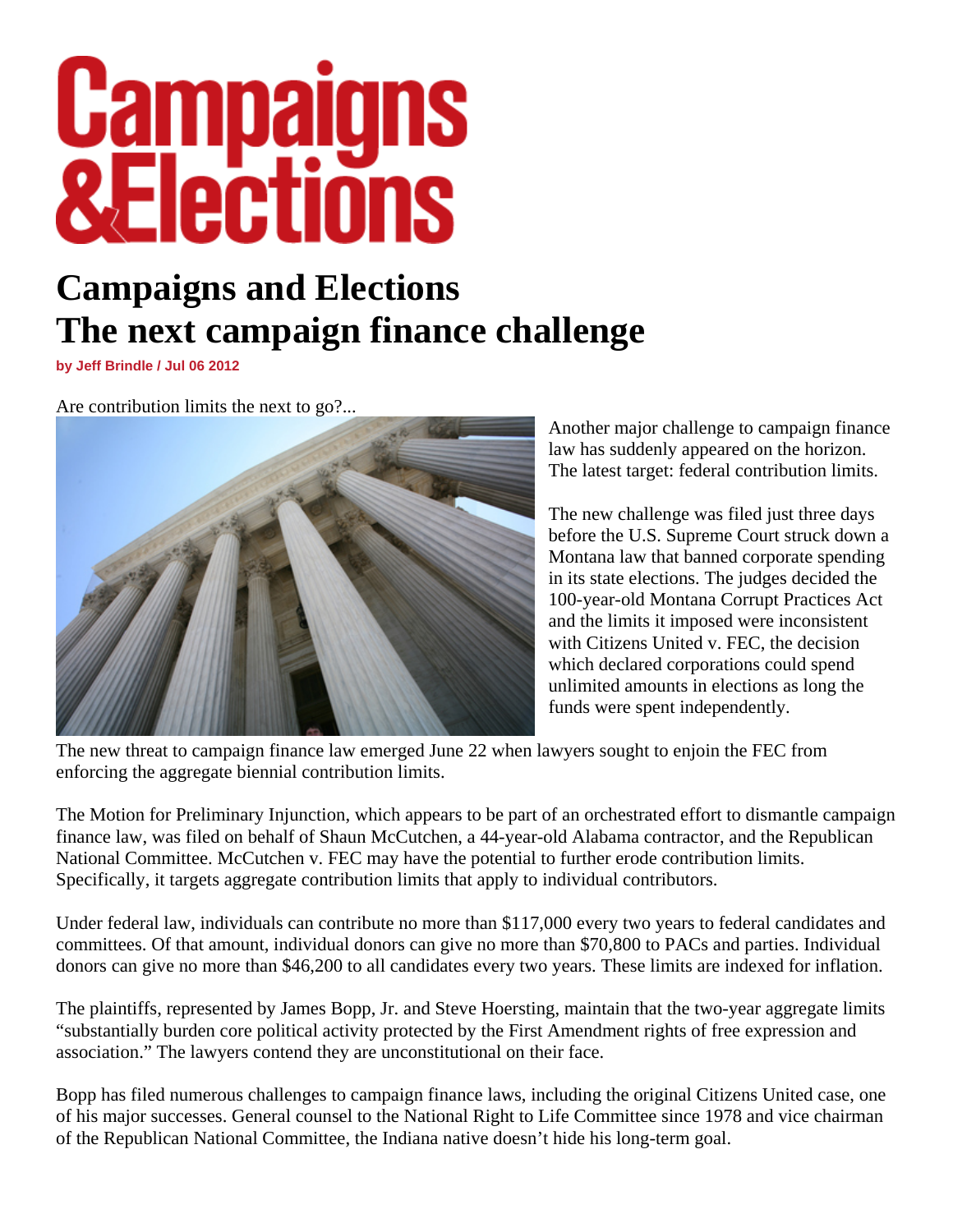# Campaigns and Elections
# The next campaign finance challenge

**by Jeff Brindle / Jul 06 2012**

Are contribution limits the next to go?...

Another major challenge to campaign finance law has suddenly appeared on the horizon. The latest target: federal contribution limits.

The new challenge was filed just three days before the U.S. Supreme Court struck down a Montana law that banned corporate spending in its state elections. The judges decided the 100-year-old Montana Corrupt Practices Act and the limits it imposed were inconsistent with Citizens United v. FEC, the decision which declared corporations could spend unlimited amounts in elections as long the funds were spent independently.

The new threat to campaign finance law emerged June 22 when lawyers sought to enjoin the FEC from enforcing the aggregate biennial contribution limits.

The Motion for Preliminary Injunction, which appears to be part of an orchestrated effort to dismantle campaign finance law, was filed on behalf of Shaun McCutchen, a 44-year-old Alabama contractor, and the Republican National Committee. McCutchen v. FEC may have the potential to further erode contribution limits. Specifically, it targets aggregate contribution limits that apply to individual contributors.

Under federal law, individuals can contribute no more than $117,000 every two years to federal candidates and committees. Of that amount, individual donors can give no more than $70,800 to PACs and parties. Individual donors can give no more than $46,200 to all candidates every two years. These limits are indexed for inflation.

The plaintiffs, represented by James Bopp, Jr. and Steve Hoersting, maintain that the two-year aggregate limits "substantially burden core political activity protected by the First Amendment rights of free expression and association." The lawyers contend they are unconstitutional on their face.

Bopp has filed numerous challenges to campaign finance laws, including the original Citizens United case, one of his major successes. General counsel to the National Right to Life Committee since 1978 and vice chairman of the Republican National Committee, the Indiana native doesn't hide his long-term goal.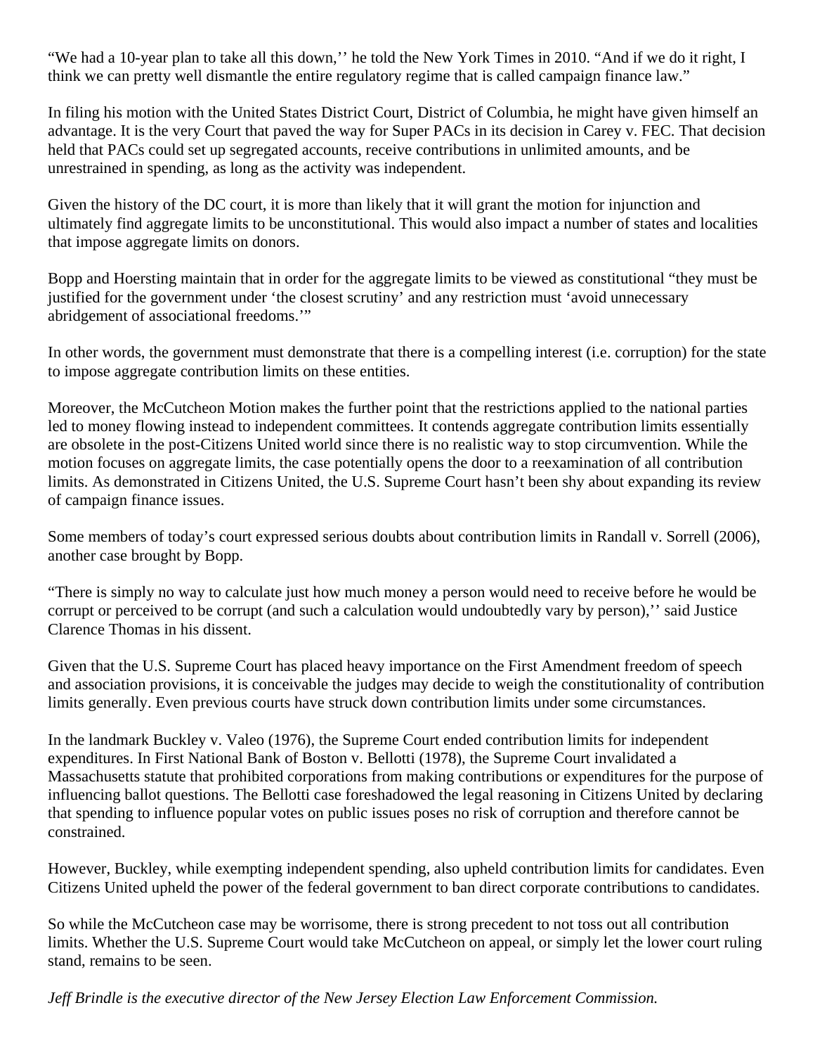"We had a 10-year plan to take all this down,'' he told the New York Times in 2010. "And if we do it right, I think we can pretty well dismantle the entire regulatory regime that is called campaign finance law."

In filing his motion with the United States District Court, District of Columbia, he might have given himself an advantage. It is the very Court that paved the way for Super PACs in its decision in Carey v. FEC. That decision held that PACs could set up segregated accounts, receive contributions in unlimited amounts, and be unrestrained in spending, as long as the activity was independent.

Given the history of the DC court, it is more than likely that it will grant the motion for injunction and ultimately find aggregate limits to be unconstitutional. This would also impact a number of states and localities that impose aggregate limits on donors.

Bopp and Hoersting maintain that in order for the aggregate limits to be viewed as constitutional "they must be justified for the government under 'the closest scrutiny' and any restriction must 'avoid unnecessary abridgement of associational freedoms.'"

In other words, the government must demonstrate that there is a compelling interest (i.e. corruption) for the state to impose aggregate contribution limits on these entities.

Moreover, the McCutcheon Motion makes the further point that the restrictions applied to the national parties led to money flowing instead to independent committees. It contends aggregate contribution limits essentially are obsolete in the post-Citizens United world since there is no realistic way to stop circumvention. While the motion focuses on aggregate limits, the case potentially opens the door to a reexamination of all contribution limits. As demonstrated in Citizens United, the U.S. Supreme Court hasn't been shy about expanding its review of campaign finance issues.

Some members of today's court expressed serious doubts about contribution limits in Randall v. Sorrell (2006), another case brought by Bopp.

"There is simply no way to calculate just how much money a person would need to receive before he would be corrupt or perceived to be corrupt (and such a calculation would undoubtedly vary by person),'' said Justice Clarence Thomas in his dissent.

Given that the U.S. Supreme Court has placed heavy importance on the First Amendment freedom of speech and association provisions, it is conceivable the judges may decide to weigh the constitutionality of contribution limits generally. Even previous courts have struck down contribution limits under some circumstances.

In the landmark Buckley v. Valeo (1976), the Supreme Court ended contribution limits for independent expenditures. In First National Bank of Boston v. Bellotti (1978), the Supreme Court invalidated a Massachusetts statute that prohibited corporations from making contributions or expenditures for the purpose of influencing ballot questions. The Bellotti case foreshadowed the legal reasoning in Citizens United by declaring that spending to influence popular votes on public issues poses no risk of corruption and therefore cannot be constrained.

However, Buckley, while exempting independent spending, also upheld contribution limits for candidates. Even Citizens United upheld the power of the federal government to ban direct corporate contributions to candidates.

So while the McCutcheon case may be worrisome, there is strong precedent to not toss out all contribution limits. Whether the U.S. Supreme Court would take McCutcheon on appeal, or simply let the lower court ruling stand, remains to be seen.

*Jeff Brindle is the executive director of the New Jersey Election Law Enforcement Commission.*